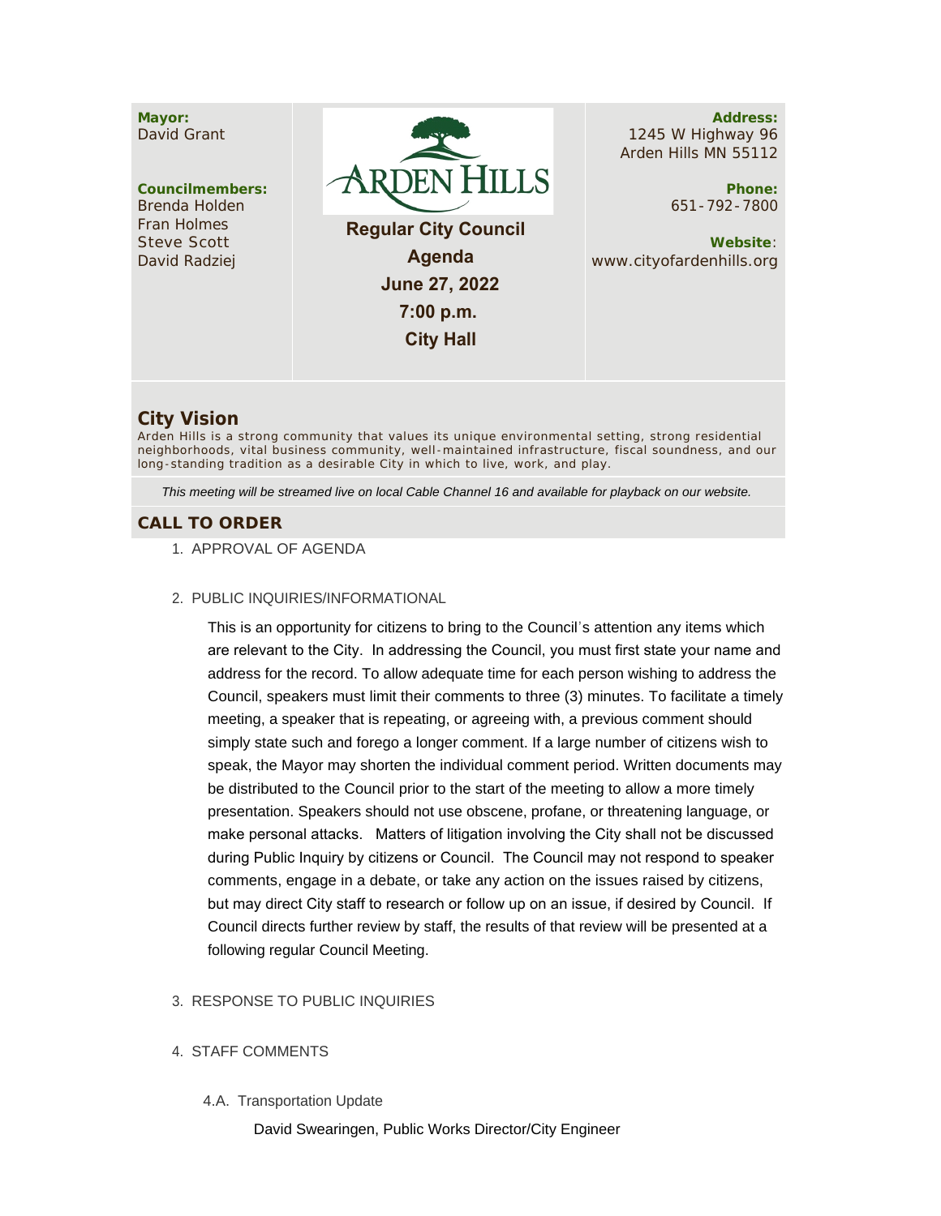**Mayor:**
David Grant

**Councilmembers:**
Brenda Holden
Fran Holmes
Steve Scott
David Radziej

ARDEN HILLS

**Regular City Council Agenda**
**June 27, 2022**
**7:00 p.m.**
**City Hall**

**Address:**
1245 W Highway 96
Arden Hills MN 55112

**Phone:**
651-792-7800

**Website**:
www.cityofardenhills.org

## City Vision

Arden Hills is a strong community that values its unique environmental setting, strong residential neighborhoods, vital business community, well-maintained infrastructure, fiscal soundness, and our long-standing tradition as a desirable City in which to live, work, and play.

*This meeting will be streamed live on local Cable Channel 16 and available for playback on our website.*

## CALL TO ORDER

1. APPROVAL OF AGENDA

2. PUBLIC INQUIRIES/INFORMATIONAL

   This is an opportunity for citizens to bring to the Council's attention any items which are relevant to the City. In addressing the Council, you must first state your name and address for the record. To allow adequate time for each person wishing to address the Council, speakers must limit their comments to three (3) minutes. To facilitate a timely meeting, a speaker that is repeating, or agreeing with, a previous comment should simply state such and forego a longer comment. If a large number of citizens wish to speak, the Mayor may shorten the individual comment period. Written documents may be distributed to the Council prior to the start of the meeting to allow a more timely presentation. Speakers should not use obscene, profane, or threatening language, or make personal attacks. Matters of litigation involving the City shall not be discussed during Public Inquiry by citizens or Council. The Council may not respond to speaker comments, engage in a debate, or take any action on the issues raised by citizens, but may direct City staff to research or follow up on an issue, if desired by Council. If Council directs further review by staff, the results of that review will be presented at a following regular Council Meeting.

3. RESPONSE TO PUBLIC INQUIRIES

4. STAFF COMMENTS

   4.A. Transportation Update

   David Swearingen, Public Works Director/City Engineer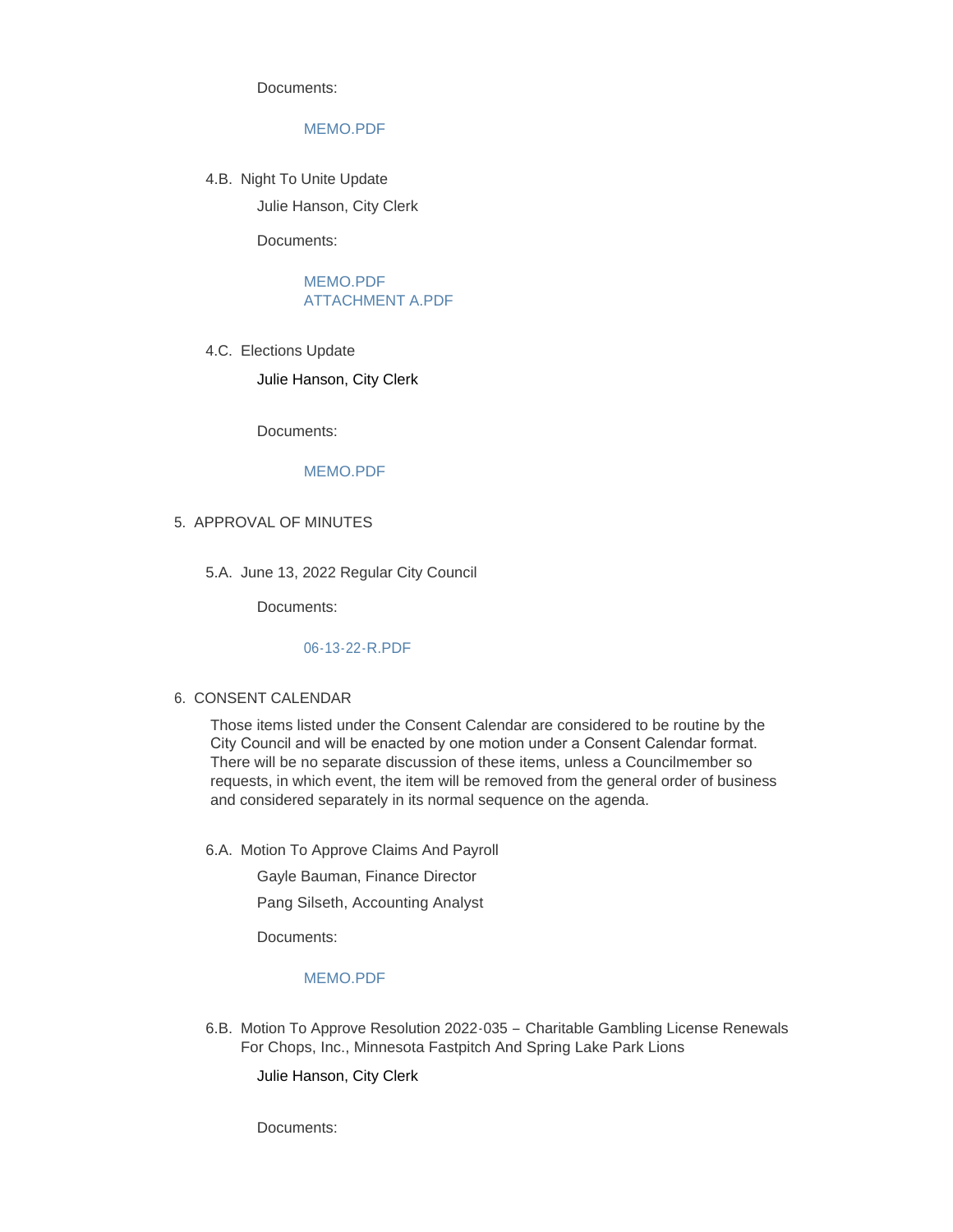Documents:

MEMO.PDF

4.B. Night To Unite Update

Julie Hanson, City Clerk

Documents:

MEMO.PDF
ATTACHMENT A.PDF

4.C. Elections Update

Julie Hanson, City Clerk

Documents:

MEMO.PDF

5. APPROVAL OF MINUTES

5.A. June 13, 2022 Regular City Council

Documents:

06-13-22-R.PDF

6. CONSENT CALENDAR

Those items listed under the Consent Calendar are considered to be routine by the City Council and will be enacted by one motion under a Consent Calendar format. There will be no separate discussion of these items, unless a Councilmember so requests, in which event, the item will be removed from the general order of business and considered separately in its normal sequence on the agenda.

6.A. Motion To Approve Claims And Payroll

Gayle Bauman, Finance Director

Pang Silseth, Accounting Analyst

Documents:

MEMO.PDF

6.B. Motion To Approve Resolution 2022-035 – Charitable Gambling License Renewals For Chops, Inc., Minnesota Fastpitch And Spring Lake Park Lions

Julie Hanson, City Clerk

Documents: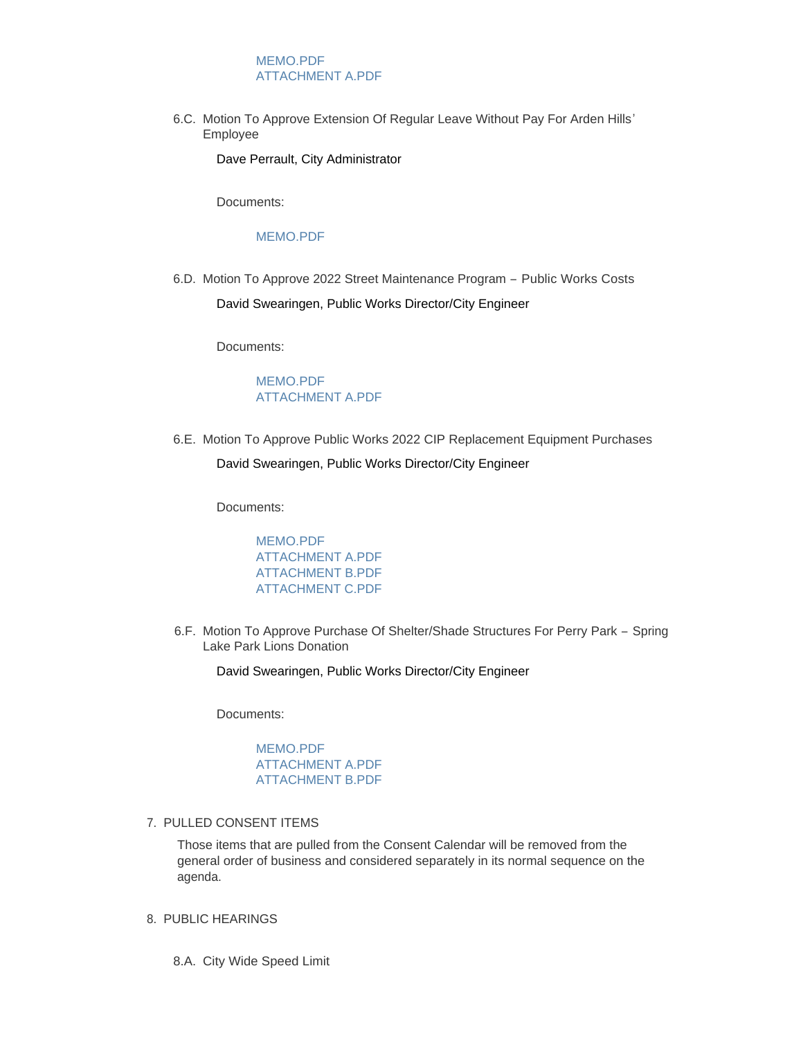MEMO.PDF
ATTACHMENT A.PDF

6.C. Motion To Approve Extension Of Regular Leave Without Pay For Arden Hills' Employee

Dave Perrault, City Administrator

Documents:

MEMO.PDF

6.D. Motion To Approve 2022 Street Maintenance Program – Public Works Costs

David Swearingen, Public Works Director/City Engineer

Documents:

MEMO.PDF
ATTACHMENT A.PDF

6.E. Motion To Approve Public Works 2022 CIP Replacement Equipment Purchases

David Swearingen, Public Works Director/City Engineer

Documents:

MEMO.PDF
ATTACHMENT A.PDF
ATTACHMENT B.PDF
ATTACHMENT C.PDF

6.F. Motion To Approve Purchase Of Shelter/Shade Structures For Perry Park – Spring Lake Park Lions Donation

David Swearingen, Public Works Director/City Engineer

Documents:

MEMO.PDF
ATTACHMENT A.PDF
ATTACHMENT B.PDF

7. PULLED CONSENT ITEMS

Those items that are pulled from the Consent Calendar will be removed from the general order of business and considered separately in its normal sequence on the agenda.

8. PUBLIC HEARINGS

8.A. City Wide Speed Limit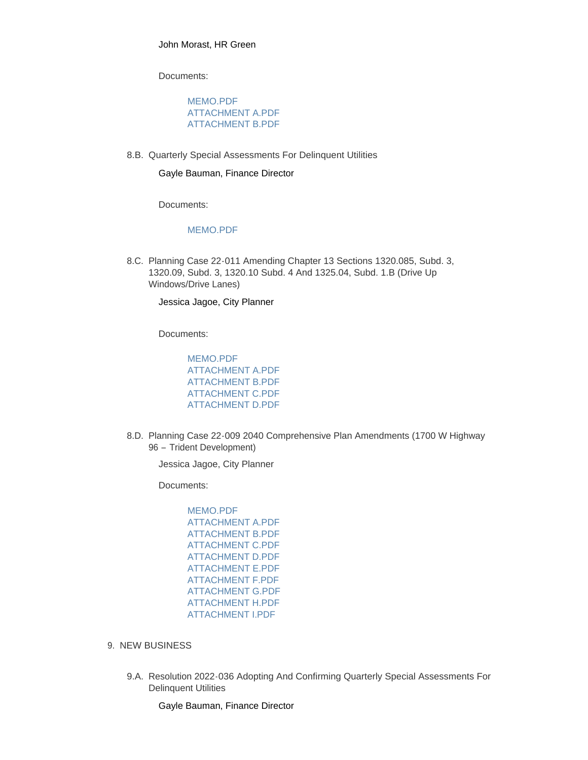John Morast, HR Green

Documents:

- MEMO.PDF
- ATTACHMENT A.PDF
- ATTACHMENT B.PDF

8.B. Quarterly Special Assessments For Delinquent Utilities

Gayle Bauman, Finance Director

Documents:

- MEMO.PDF

8.C. Planning Case 22-011 Amending Chapter 13 Sections 1320.085, Subd. 3, 1320.09, Subd. 3, 1320.10 Subd. 4 And 1325.04, Subd. 1.B (Drive Up Windows/Drive Lanes)

Jessica Jagoe, City Planner

Documents:

- MEMO.PDF
- ATTACHMENT A.PDF
- ATTACHMENT B.PDF
- ATTACHMENT C.PDF
- ATTACHMENT D.PDF

8.D. Planning Case 22-009 2040 Comprehensive Plan Amendments (1700 W Highway 96 – Trident Development)

Jessica Jagoe, City Planner

Documents:

- MEMO.PDF
- ATTACHMENT A.PDF
- ATTACHMENT B.PDF
- ATTACHMENT C.PDF
- ATTACHMENT D.PDF
- ATTACHMENT E.PDF
- ATTACHMENT F.PDF
- ATTACHMENT G.PDF
- ATTACHMENT H.PDF
- ATTACHMENT I.PDF

9. NEW BUSINESS

9.A. Resolution 2022-036 Adopting And Confirming Quarterly Special Assessments For Delinquent Utilities

Gayle Bauman, Finance Director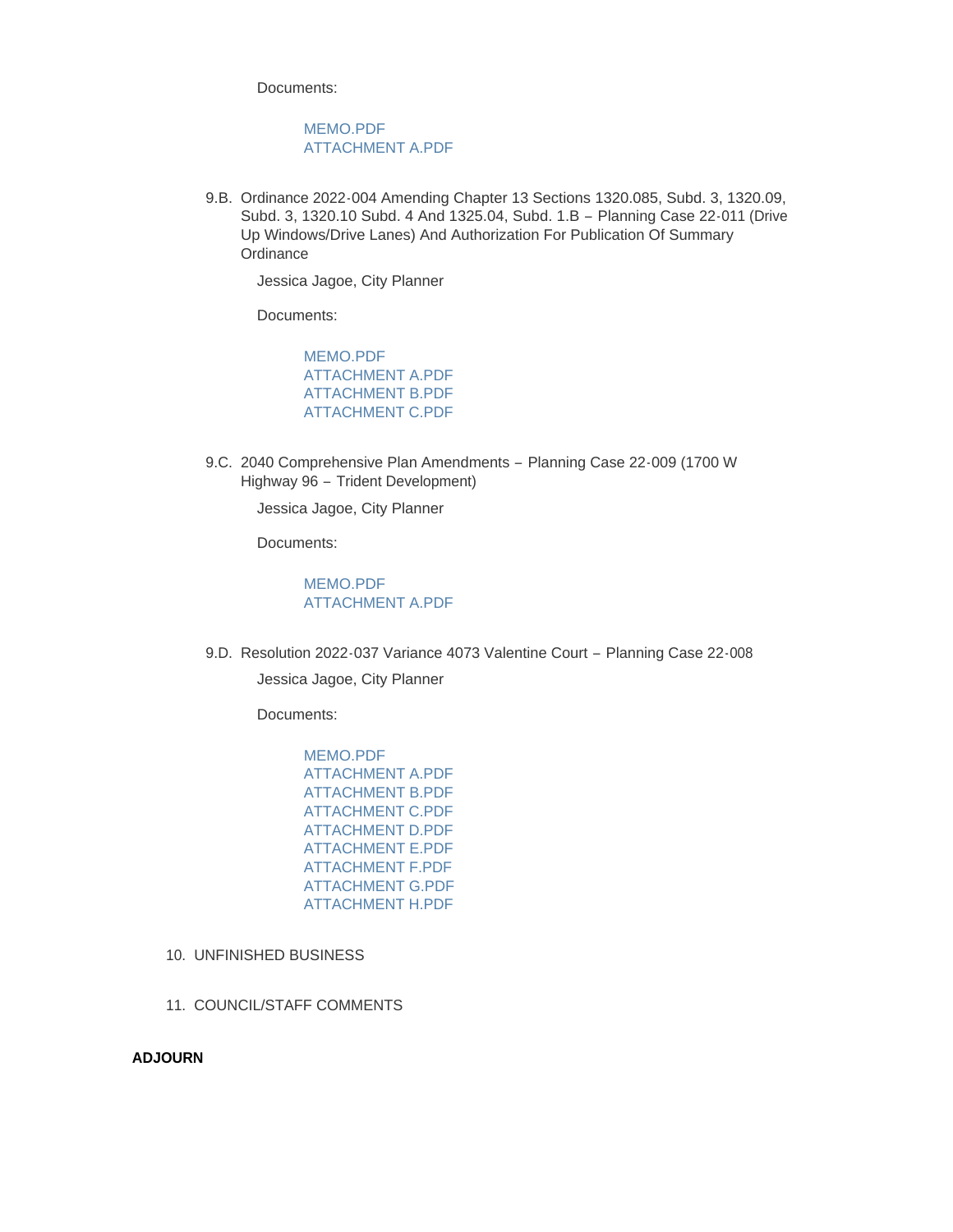Documents:

- MEMO.PDF
- ATTACHMENT A.PDF

9.B. Ordinance 2022-004 Amending Chapter 13 Sections 1320.085, Subd. 3, 1320.09, Subd. 3, 1320.10 Subd. 4 And 1325.04, Subd. 1.B – Planning Case 22-011 (Drive Up Windows/Drive Lanes) And Authorization For Publication Of Summary Ordinance

Jessica Jagoe, City Planner

Documents:

- MEMO.PDF
- ATTACHMENT A.PDF
- ATTACHMENT B.PDF
- ATTACHMENT C.PDF

9.C. 2040 Comprehensive Plan Amendments – Planning Case 22-009 (1700 W Highway 96 – Trident Development)

Jessica Jagoe, City Planner

Documents:

- MEMO.PDF
- ATTACHMENT A.PDF

9.D. Resolution 2022-037 Variance 4073 Valentine Court – Planning Case 22-008

Jessica Jagoe, City Planner

Documents:

- MEMO.PDF
- ATTACHMENT A.PDF
- ATTACHMENT B.PDF
- ATTACHMENT C.PDF
- ATTACHMENT D.PDF
- ATTACHMENT E.PDF
- ATTACHMENT F.PDF
- ATTACHMENT G.PDF
- ATTACHMENT H.PDF

10. UNFINISHED BUSINESS

11. COUNCIL/STAFF COMMENTS

**ADJOURN**